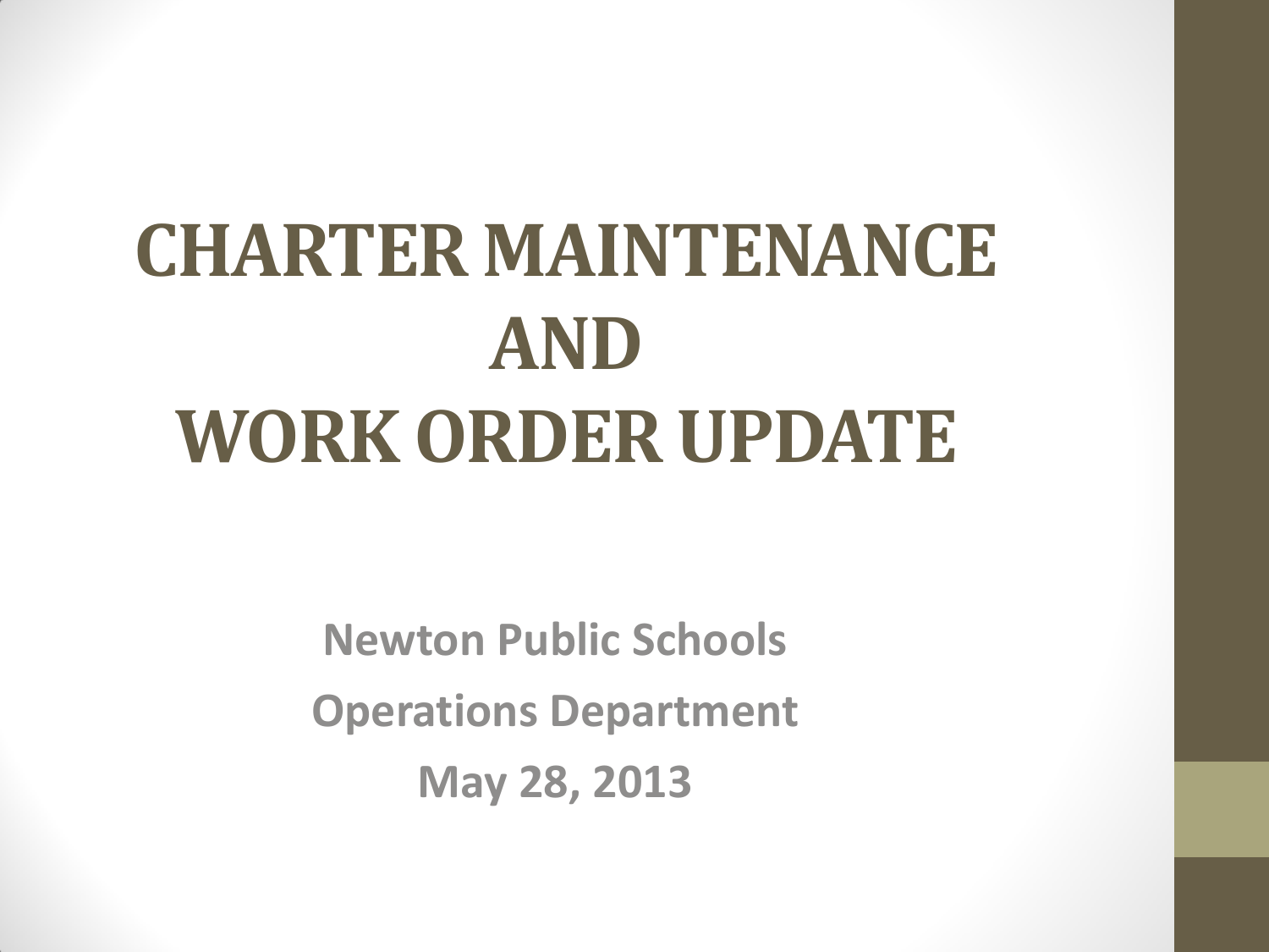# CHARTER MAINTENANCE AND WORK ORDER UPDATE

**Newton Public Schools**

**Operations Department**

**May 28, 2013**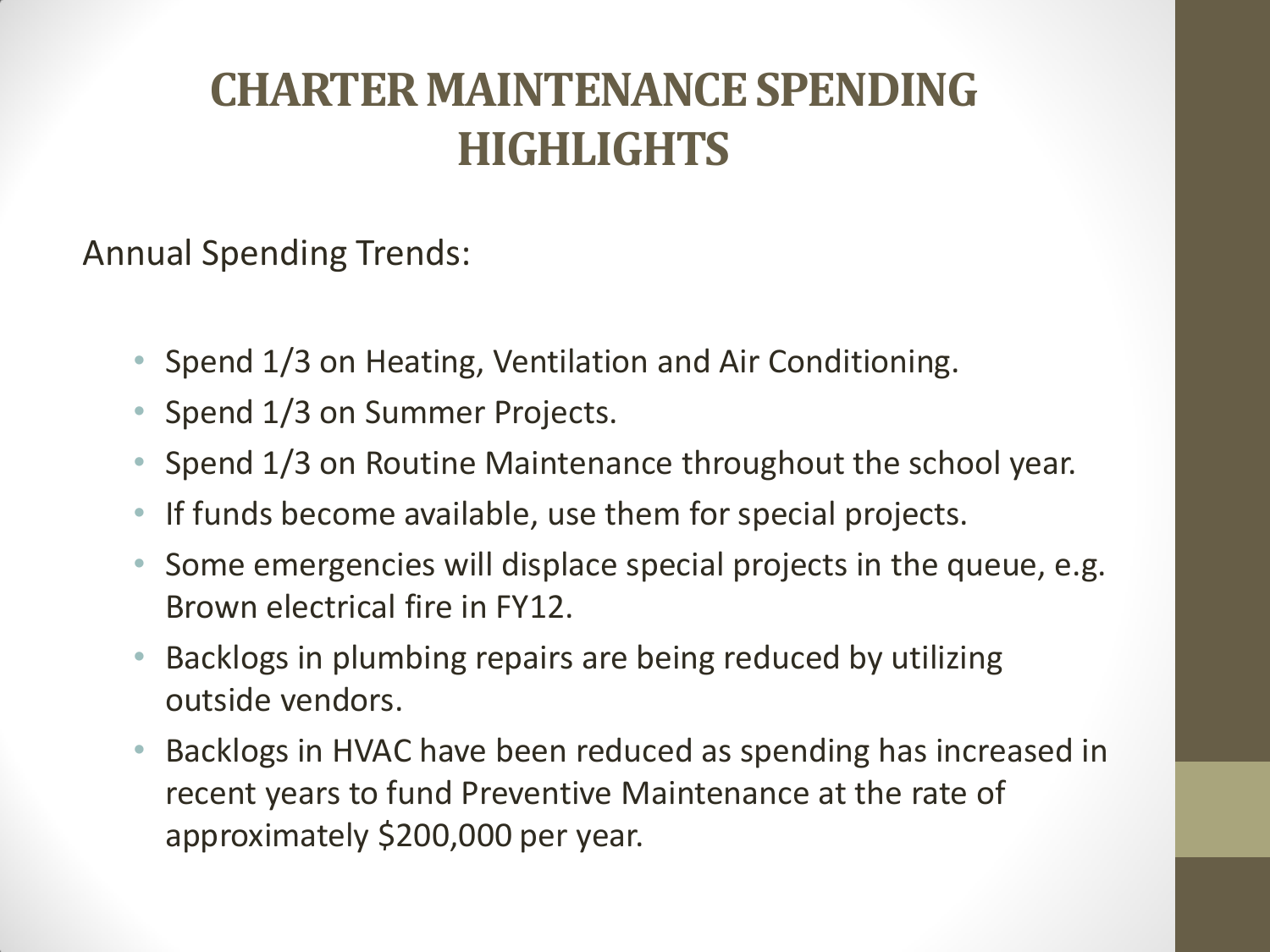# CHARTER MAINTENANCE SPENDING HIGHLIGHTS

Annual Spending Trends:

- Spend 1/3 on Heating, Ventilation and Air Conditioning.
- Spend 1/3 on Summer Projects.
- Spend 1/3 on Routine Maintenance throughout the school year.
- If funds become available, use them for special projects.
- Some emergencies will displace special projects in the queue, e.g. Brown electrical fire in FY12.
- Backlogs in plumbing repairs are being reduced by utilizing outside vendors.
- Backlogs in HVAC have been reduced as spending has increased in recent years to fund Preventive Maintenance at the rate of approximately $200,000 per year.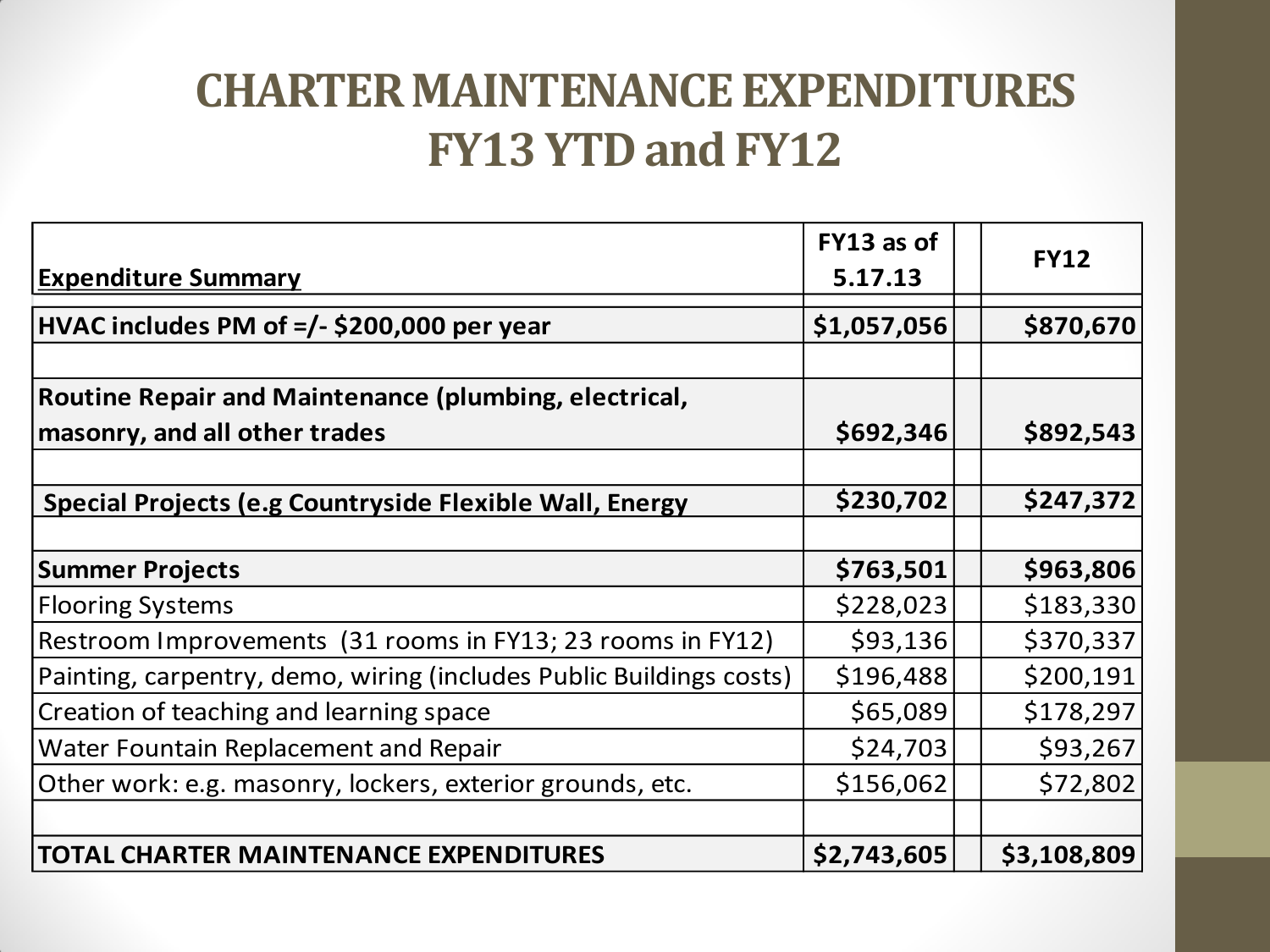# CHARTER MAINTENANCE EXPENDITURES FY13 YTD and FY12

| Expenditure Summary | FY13 as of 5.17.13 | | FY12 |
|---|---|---|---|
| **HVAC includes PM of =/- $200,000 per year** | **$1,057,056** | | **$870,670** |
| | | | |
| **Routine Repair and Maintenance (plumbing, electrical, masonry, and all other trades** | **$692,346** | | **$892,543** |
| | | | |
| **Special Projects (e.g Countryside Flexible Wall, Energy** | **$230,702** | | **$247,372** |
| | | | |
| **Summer Projects** | **$763,501** | | **$963,806** |
| Flooring Systems | $228,023 | | $183,330 |
| Restroom Improvements (31 rooms in FY13; 23 rooms in FY12) | $93,136 | | $370,337 |
| Painting, carpentry, demo, wiring (includes Public Buildings costs) | $196,488 | | $200,191 |
| Creation of teaching and learning space | $65,089 | | $178,297 |
| Water Fountain Replacement and Repair | $24,703 | | $93,267 |
| Other work: e.g. masonry, lockers, exterior grounds, etc. | $156,062 | | $72,802 |
| | | | |
| **TOTAL CHARTER MAINTENANCE EXPENDITURES** | **$2,743,605** | | **$3,108,809** |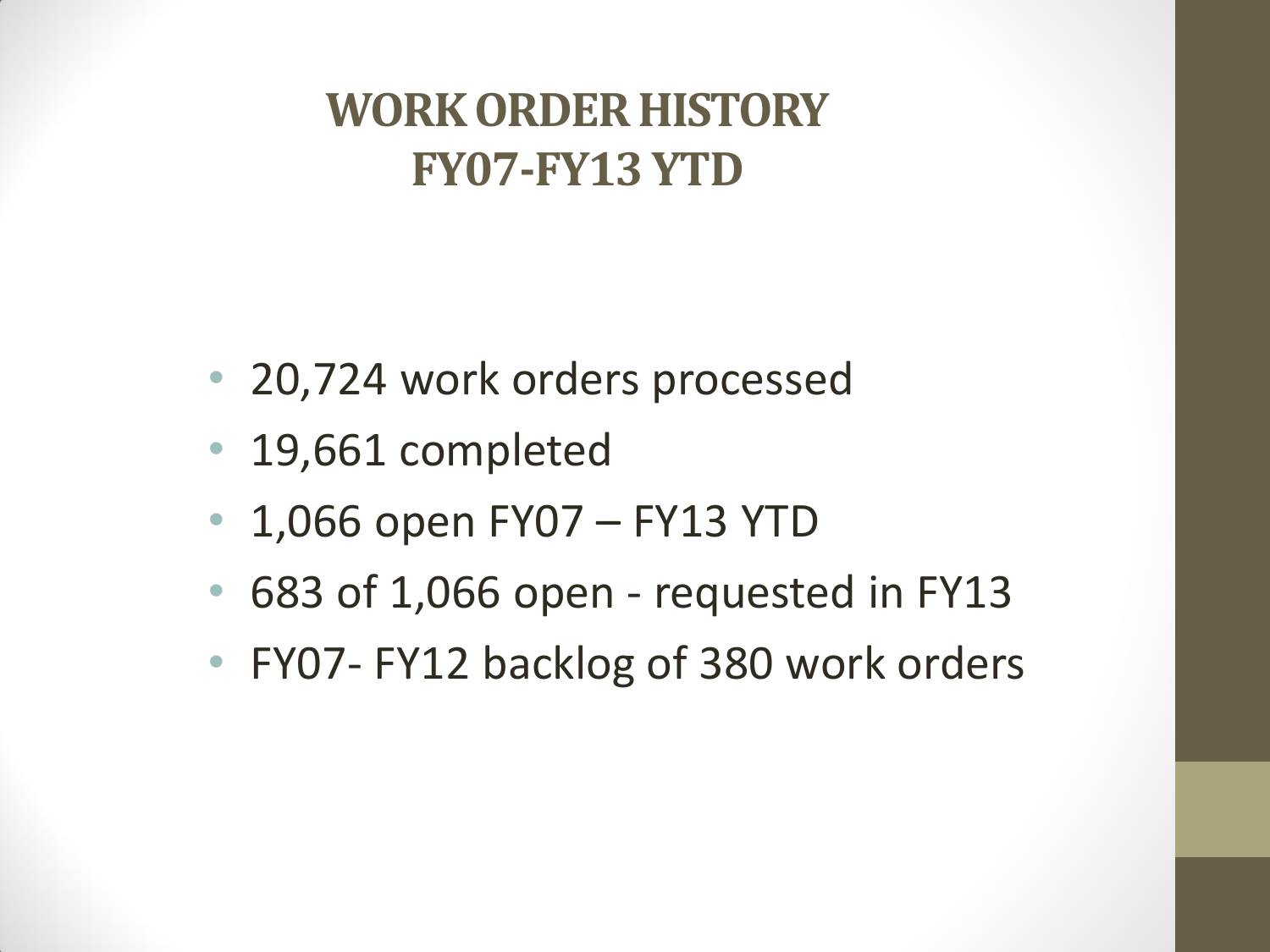# WORK ORDER HISTORY
# FY07-FY13 YTD

- 20,724 work orders processed
- 19,661 completed
- 1,066 open FY07 – FY13 YTD
- 683 of 1,066 open - requested in FY13
- FY07- FY12 backlog of 380 work orders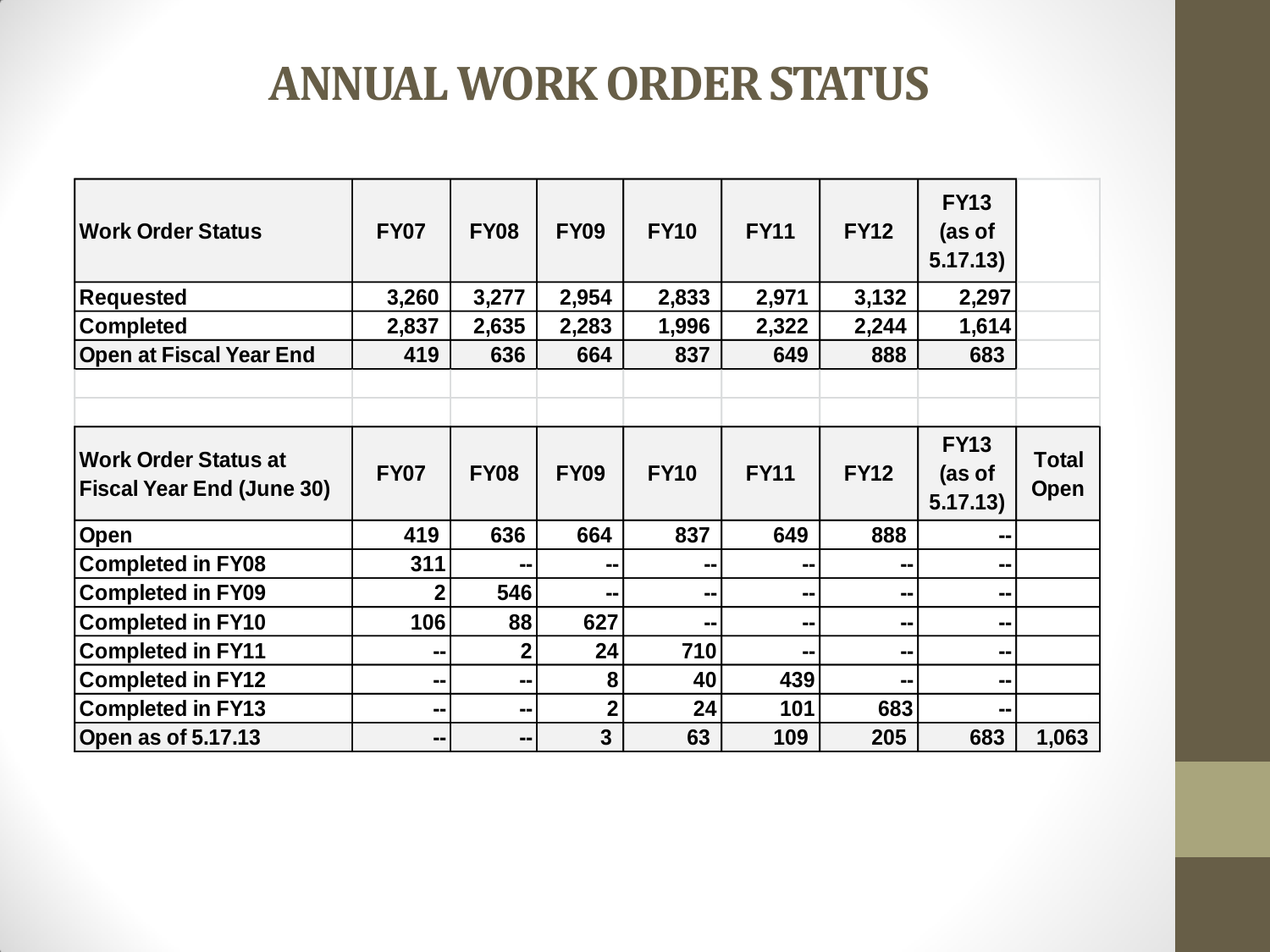# ANNUAL WORK ORDER STATUS

| Work Order Status | FY07 | FY08 | FY09 | FY10 | FY11 | FY12 | FY13 (as of 5.17.13) |
|---|---|---|---|---|---|---|---|
| Requested | 3,260 | 3,277 | 2,954 | 2,833 | 2,971 | 3,132 | 2,297 |
| Completed | 2,837 | 2,635 | 2,283 | 1,996 | 2,322 | 2,244 | 1,614 |
| Open at Fiscal Year End | 419 | 636 | 664 | 837 | 649 | 888 | 683 |

| Work Order Status at Fiscal Year End (June 30) | FY07 | FY08 | FY09 | FY10 | FY11 | FY12 | FY13 (as of 5.17.13) | Total Open |
|---|---|---|---|---|---|---|---|---|
| Open | 419 | 636 | 664 | 837 | 649 | 888 | -- | |
| Completed in FY08 | 311 | -- | -- | -- | -- | -- | -- | |
| Completed in FY09 | 2 | 546 | -- | -- | -- | -- | -- | |
| Completed in FY10 | 106 | 88 | 627 | -- | -- | -- | -- | |
| Completed in FY11 | -- | 2 | 24 | 710 | -- | -- | -- | |
| Completed in FY12 | -- | -- | 8 | 40 | 439 | -- | -- | |
| Completed in FY13 | -- | -- | 2 | 24 | 101 | 683 | -- | |
| Open as of 5.17.13 | -- | -- | 3 | 63 | 109 | 205 | 683 | 1,063 |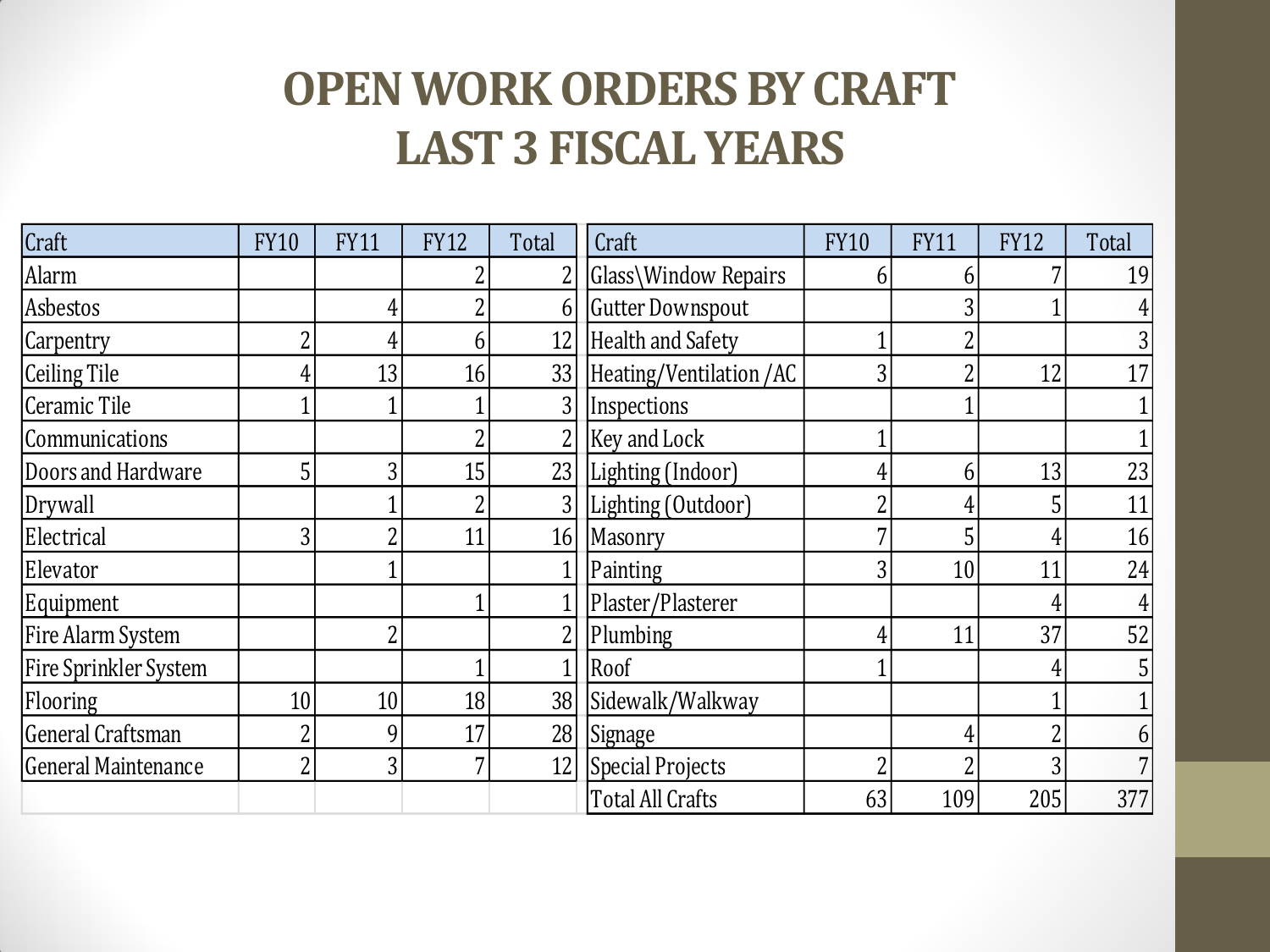# OPEN WORK ORDERS BY CRAFT
# LAST 3 FISCAL YEARS

| Craft | FY10 | FY11 | FY12 | Total |
|---|---|---|---|---|
| Alarm | | | 2 | 2 |
| Asbestos | | 4 | 2 | 6 |
| Carpentry | 2 | 4 | 6 | 12 |
| Ceiling Tile | 4 | 13 | 16 | 33 |
| Ceramic Tile | 1 | 1 | 1 | 3 |
| Communications | | | 2 | 2 |
| Doors and Hardware | 5 | 3 | 15 | 23 |
| Drywall | | 1 | 2 | 3 |
| Electrical | 3 | 2 | 11 | 16 |
| Elevator | | 1 | | 1 |
| Equipment | | | 1 | 1 |
| Fire Alarm System | | 2 | | 2 |
| Fire Sprinkler System | | | 1 | 1 |
| Flooring | 10 | 10 | 18 | 38 |
| General Craftsman | 2 | 9 | 17 | 28 |
| General Maintenance | 2 | 3 | 7 | 12 |

| Craft | FY10 | FY11 | FY12 | Total |
|---|---|---|---|---|
| Glass\Window Repairs | 6 | 6 | 7 | 19 |
| Gutter Downspout | | 3 | 1 | 4 |
| Health and Safety | 1 | 2 | | 3 |
| Heating/Ventilation /AC | 3 | 2 | 12 | 17 |
| Inspections | | 1 | | 1 |
| Key and Lock | 1 | | | 1 |
| Lighting (Indoor) | 4 | 6 | 13 | 23 |
| Lighting (Outdoor) | 2 | 4 | 5 | 11 |
| Masonry | 7 | 5 | 4 | 16 |
| Painting | 3 | 10 | 11 | 24 |
| Plaster/Plasterer | | | 4 | 4 |
| Plumbing | 4 | 11 | 37 | 52 |
| Roof | 1 | | 4 | 5 |
| Sidewalk/Walkway | | | 1 | 1 |
| Signage | | 4 | 2 | 6 |
| Special Projects | 2 | 2 | 3 | 7 |
| Total All Crafts | 63 | 109 | 205 | 377 |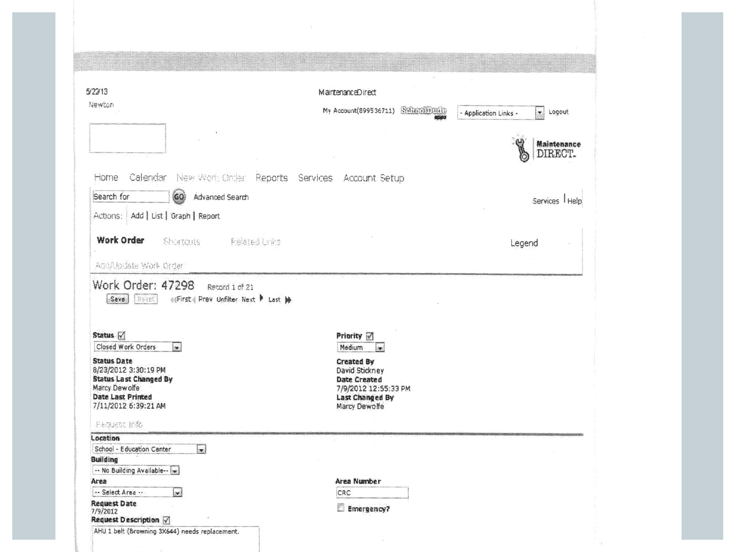5/22/13

Newton

MaintenanceDirect

My Account(899536711) SchoolDude apps - Application Links - Logout

Maintenance DIRECT.

Home Calendar New Work Order Reports Services Account Setup

Search for GO Advanced Search

Services | Help

Actions: Add | List | Graph | Report

**Work Order** Shortcuts Related Links Legend

Add/Update Work Order

## Work Order: 47298

Record 1 of 21

Save Reset «First « Prev Unfilter Next » Last »

**Status**
Closed Work Orders

**Status Date**
8/23/2012 3:30:19 PM

**Status Last Changed By**
Marcy Dewolfe

**Date Last Printed**
7/11/2012 6:39:21 AM

**Priority**
Medium

**Created By**
David Stickney

**Date Created**
7/9/2012 12:55:33 PM

**Last Changed By**
Marcy Dewolfe

Request Info

**Location**
School - Education Center

**Building**
-- No Building Available--

**Area**
-- Select Area --

**Area Number**
CRC

**Emergency?**

**Request Date**
7/9/2012

**Request Description**
AHU 1 belt (Browning 3X644) needs replacement.